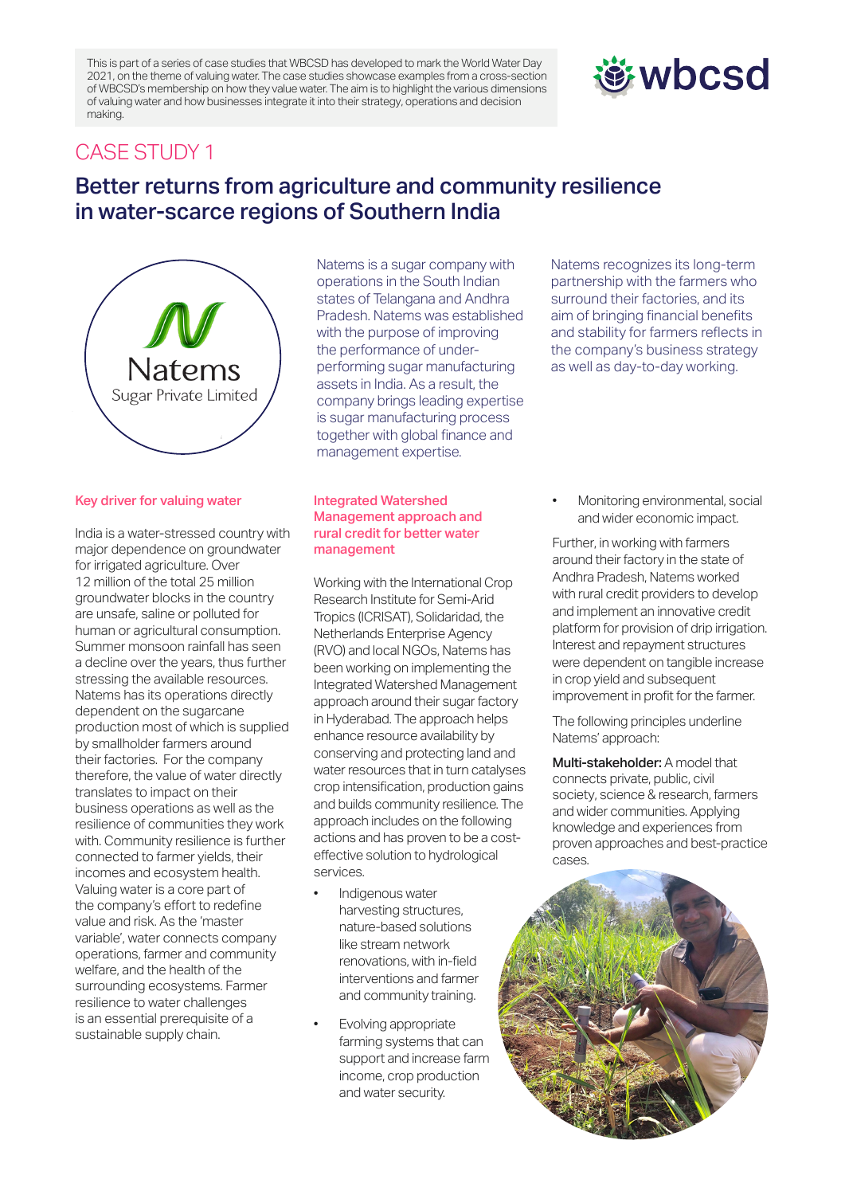This is part of a series of case studies that WBCSD has developed to mark the World Water Day 2021, on the theme of valuing water. The case studies showcase examples from a cross-section of WBCSD's membership on how they value water. The aim is to highlight the various dimensions of valuing water and how businesses integrate it into their strategy, operations and decision making.

wbcsd

CASE STUDY 1

# Better returns from agriculture and community resilience in water-scarce regions of Southern India

Natems Sugar Private Limited

Natems is a sugar company with operations in the South Indian states of Telangana and Andhra Pradesh. Natems was established with the purpose of improving the performance of under-performing sugar manufacturing assets in India. As a result, the company brings leading expertise is sugar manufacturing process together with global finance and management expertise.

Natems recognizes its long-term partnership with the farmers who surround their factories, and its aim of bringing financial benefits and stability for farmers reflects in the company's business strategy as well as day-to-day working.

## Key driver for valuing water

India is a water-stressed country with major dependence on groundwater for irrigated agriculture. Over 12 million of the total 25 million groundwater blocks in the country are unsafe, saline or polluted for human or agricultural consumption. Summer monsoon rainfall has seen a decline over the years, thus further stressing the available resources. Natems has its operations directly dependent on the sugarcane production most of which is supplied by smallholder farmers around their factories. For the company therefore, the value of water directly translates to impact on their business operations as well as the resilience of communities they work with. Community resilience is further connected to farmer yields, their incomes and ecosystem health. Valuing water is a core part of the company's effort to redefine value and risk. As the 'master variable', water connects company operations, farmer and community welfare, and the health of the surrounding ecosystems. Farmer resilience to water challenges is an essential prerequisite of a sustainable supply chain.

## Integrated Watershed Management approach and rural credit for better water management

Working with the International Crop Research Institute for Semi-Arid Tropics (ICRISAT), Solidaridad, the Netherlands Enterprise Agency (RVO) and local NGOs, Natems has been working on implementing the Integrated Watershed Management approach around their sugar factory in Hyderabad. The approach helps enhance resource availability by conserving and protecting land and water resources that in turn catalyses crop intensification, production gains and builds community resilience. The approach includes on the following actions and has proven to be a cost-effective solution to hydrological services.

- Indigenous water harvesting structures, nature-based solutions like stream network renovations, with in-field interventions and farmer and community training.
- Evolving appropriate farming systems that can support and increase farm income, crop production and water security.
- Monitoring environmental, social and wider economic impact.

Further, in working with farmers around their factory in the state of Andhra Pradesh, Natems worked with rural credit providers to develop and implement an innovative credit platform for provision of drip irrigation. Interest and repayment structures were dependent on tangible increase in crop yield and subsequent improvement in profit for the farmer.

The following principles underline Natems' approach:

**Multi-stakeholder:** A model that connects private, public, civil society, science & research, farmers and wider communities. Applying knowledge and experiences from proven approaches and best-practice cases.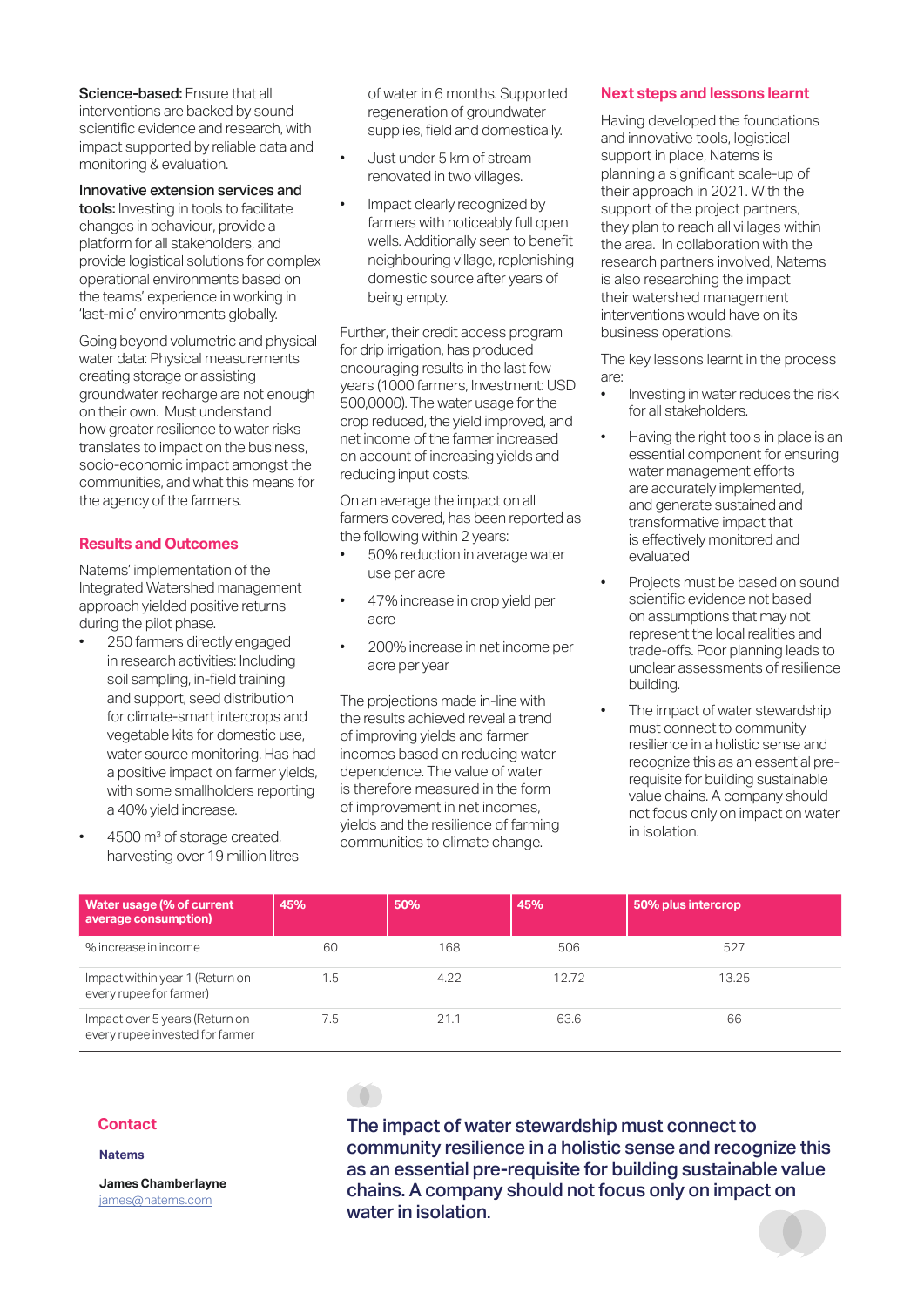**Science-based:** Ensure that all interventions are backed by sound scientific evidence and research, with impact supported by reliable data and monitoring & evaluation.

**Innovative extension services and tools:** Investing in tools to facilitate changes in behaviour, provide a platform for all stakeholders, and provide logistical solutions for complex operational environments based on the teams' experience in working in 'last-mile' environments globally.

Going beyond volumetric and physical water data: Physical measurements creating storage or assisting groundwater recharge are not enough on their own. Must understand how greater resilience to water risks translates to impact on the business, socio-economic impact amongst the communities, and what this means for the agency of the farmers.

## Results and Outcomes

Natems' implementation of the Integrated Watershed management approach yielded positive returns during the pilot phase.

- 250 farmers directly engaged in research activities: Including soil sampling, in-field training and support, seed distribution for climate-smart intercrops and vegetable kits for domestic use, water source monitoring. Has had a positive impact on farmer yields, with some smallholders reporting a 40% yield increase.
- 4500 $m^3$ of storage created, harvesting over 19 million litres of water in 6 months. Supported regeneration of groundwater supplies, field and domestically.
- Just under 5 km of stream renovated in two villages.
- Impact clearly recognized by farmers with noticeably full open wells. Additionally seen to benefit neighbouring village, replenishing domestic source after years of being empty.

Further, their credit access program for drip irrigation, has produced encouraging results in the last few years (1000 farmers, Investment: USD 500,0000). The water usage for the crop reduced, the yield improved, and net income of the farmer increased on account of increasing yields and reducing input costs.

On an average the impact on all farmers covered, has been reported as the following within 2 years:

- 50% reduction in average water use per acre
- 47% increase in crop yield per acre
- 200% increase in net income per acre per year

The projections made in-line with the results achieved reveal a trend of improving yields and farmer incomes based on reducing water dependence. The value of water is therefore measured in the form of improvement in net incomes, yields and the resilience of farming communities to climate change.

## Next steps and lessons learnt

Having developed the foundations and innovative tools, logistical support in place, Natems is planning a significant scale-up of their approach in 2021. With the support of the project partners, they plan to reach all villages within the area. In collaboration with the research partners involved, Natems is also researching the impact their watershed management interventions would have on its business operations.

The key lessons learnt in the process are:

- Investing in water reduces the risk for all stakeholders.
- Having the right tools in place is an essential component for ensuring water management efforts are accurately implemented, and generate sustained and transformative impact that is effectively monitored and evaluated
- Projects must be based on sound scientific evidence not based on assumptions that may not represent the local realities and trade-offs. Poor planning leads to unclear assessments of resilience building.
- The impact of water stewardship must connect to community resilience in a holistic sense and recognize this as an essential pre-requisite for building sustainable value chains. A company should not focus only on impact on water in isolation.

| Water usage (% of current average consumption) | 45% | 50% | 45% | 50% plus intercrop |
|---|---|---|---|---|
| % increase in income | 60 | 168 | 506 | 527 |
| Impact within year 1 (Return on every rupee for farmer) | 1.5 | 4.22 | 12.72 | 13.25 |
| Impact over 5 years (Return on every rupee invested for farmer | 7.5 | 21.1 | 63.6 | 66 |

## Contact

**Natems**

**James Chamberlayne**
james@natems.com

**The impact of water stewardship must connect to community resilience in a holistic sense and recognize this as an essential pre-requisite for building sustainable value chains. A company should not focus only on impact on water in isolation.**